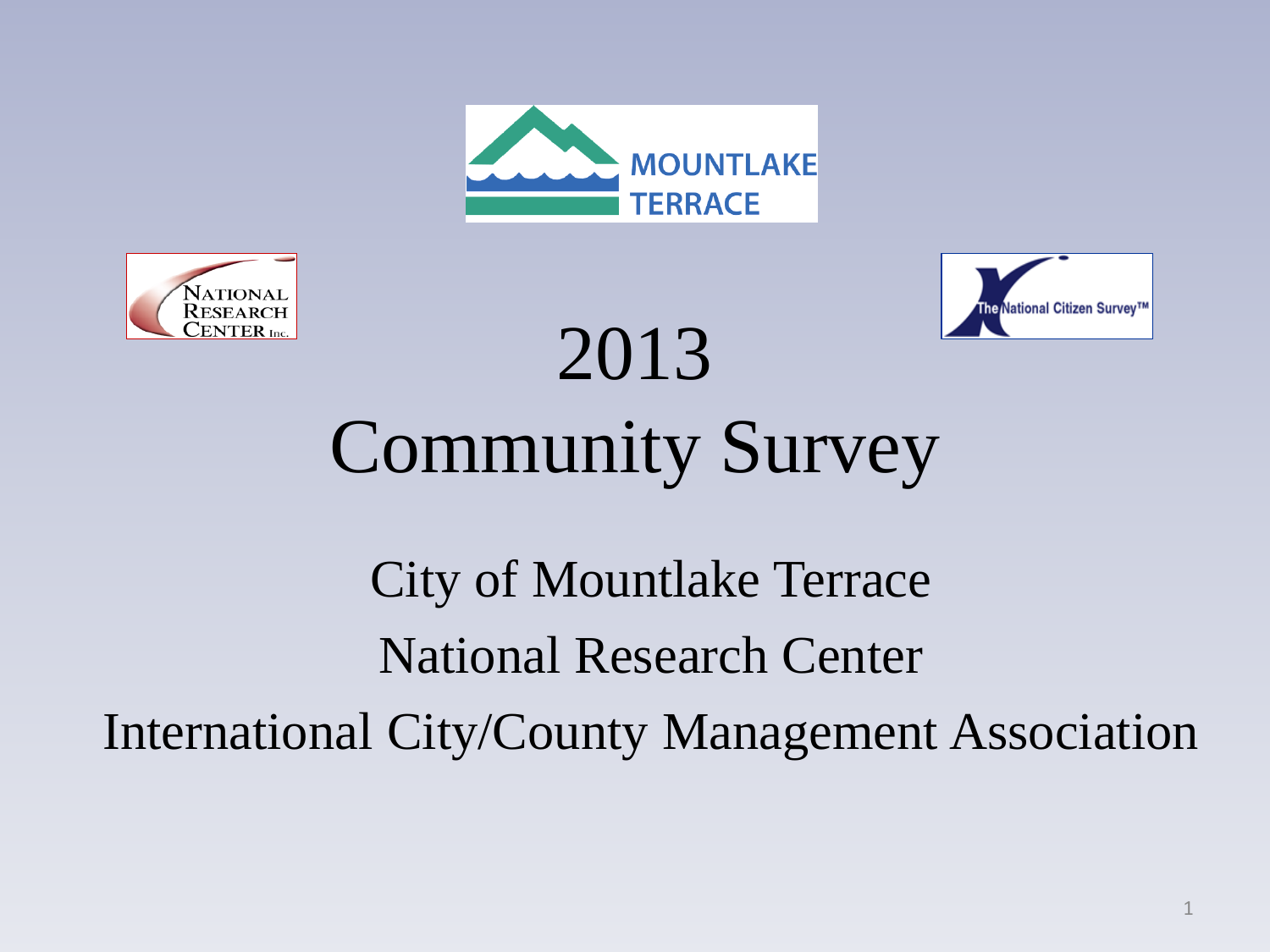# 2013 Community Survey

City of Mountlake Terrace

National Research Center

International City/County Management Association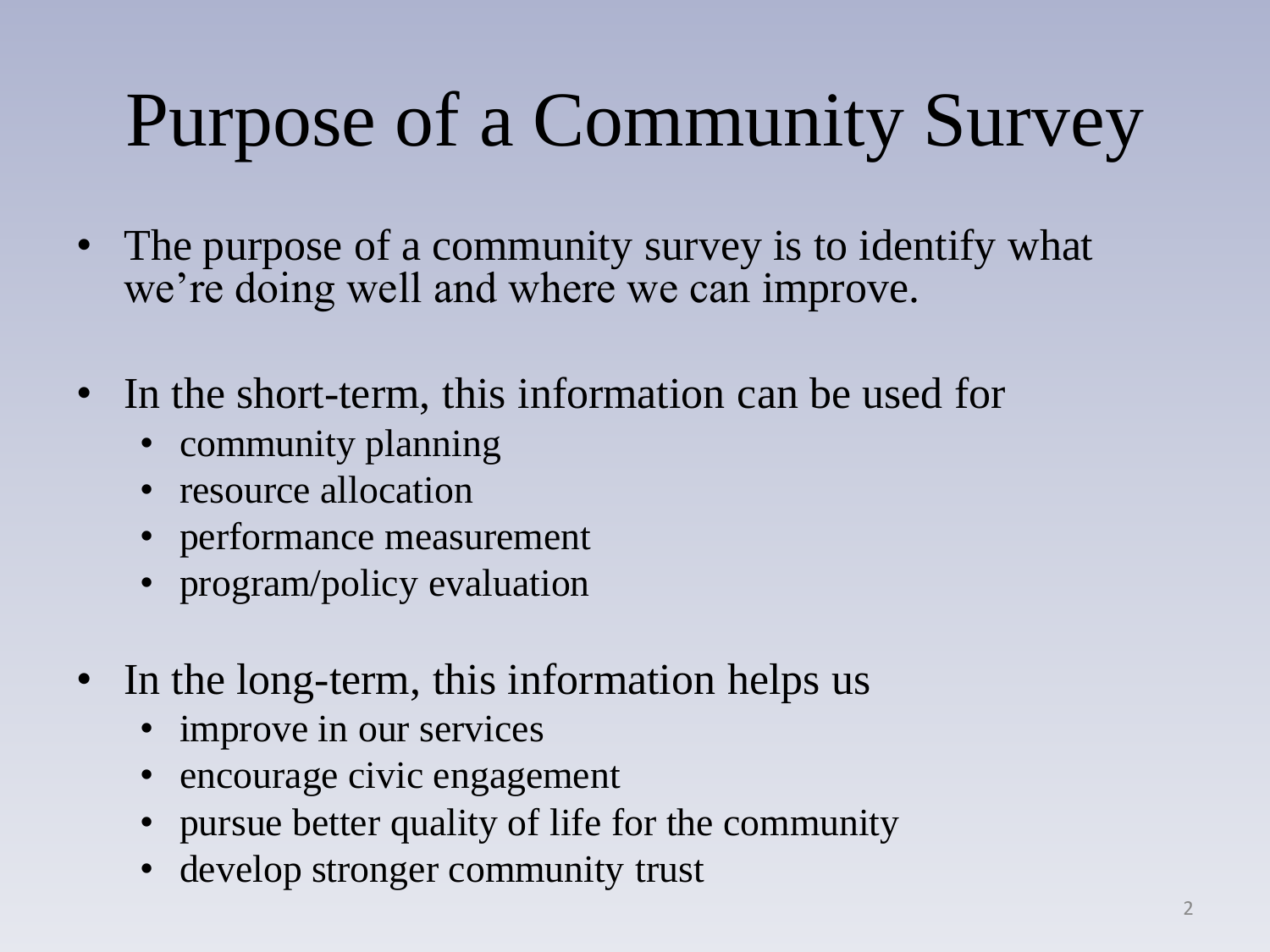# Purpose of a Community Survey

- The purpose of a community survey is to identify what we're doing well and where we can improve.

- In the short-term, this information can be used for
  - community planning
  - resource allocation
  - performance measurement
  - program/policy evaluation

- In the long-term, this information helps us
  - improve in our services
  - encourage civic engagement
  - pursue better quality of life for the community
  - develop stronger community trust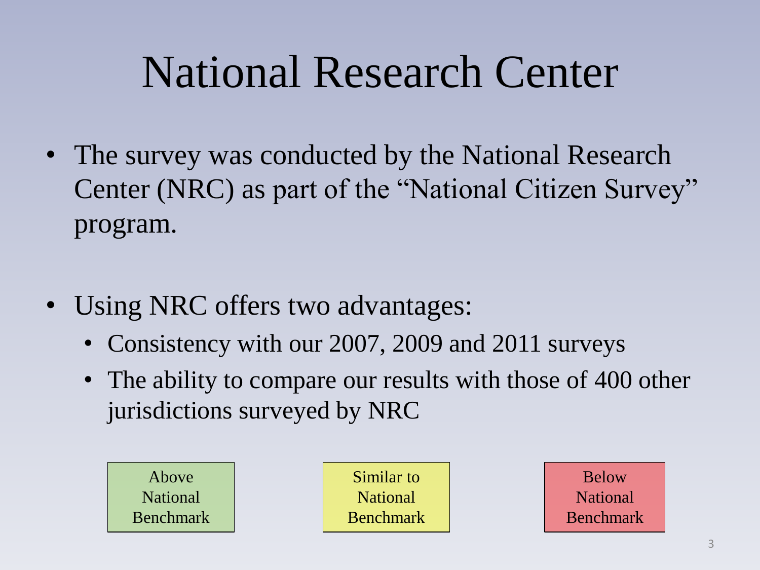# National Research Center

- The survey was conducted by the National Research Center (NRC) as part of the "National Citizen Survey" program.

- Using NRC offers two advantages:
  - Consistency with our 2007, 2009 and 2011 surveys
  - The ability to compare our results with those of 400 other jurisdictions surveyed by NRC

| Above National Benchmark | Similar to National Benchmark | Below National Benchmark |
| --- | --- | --- |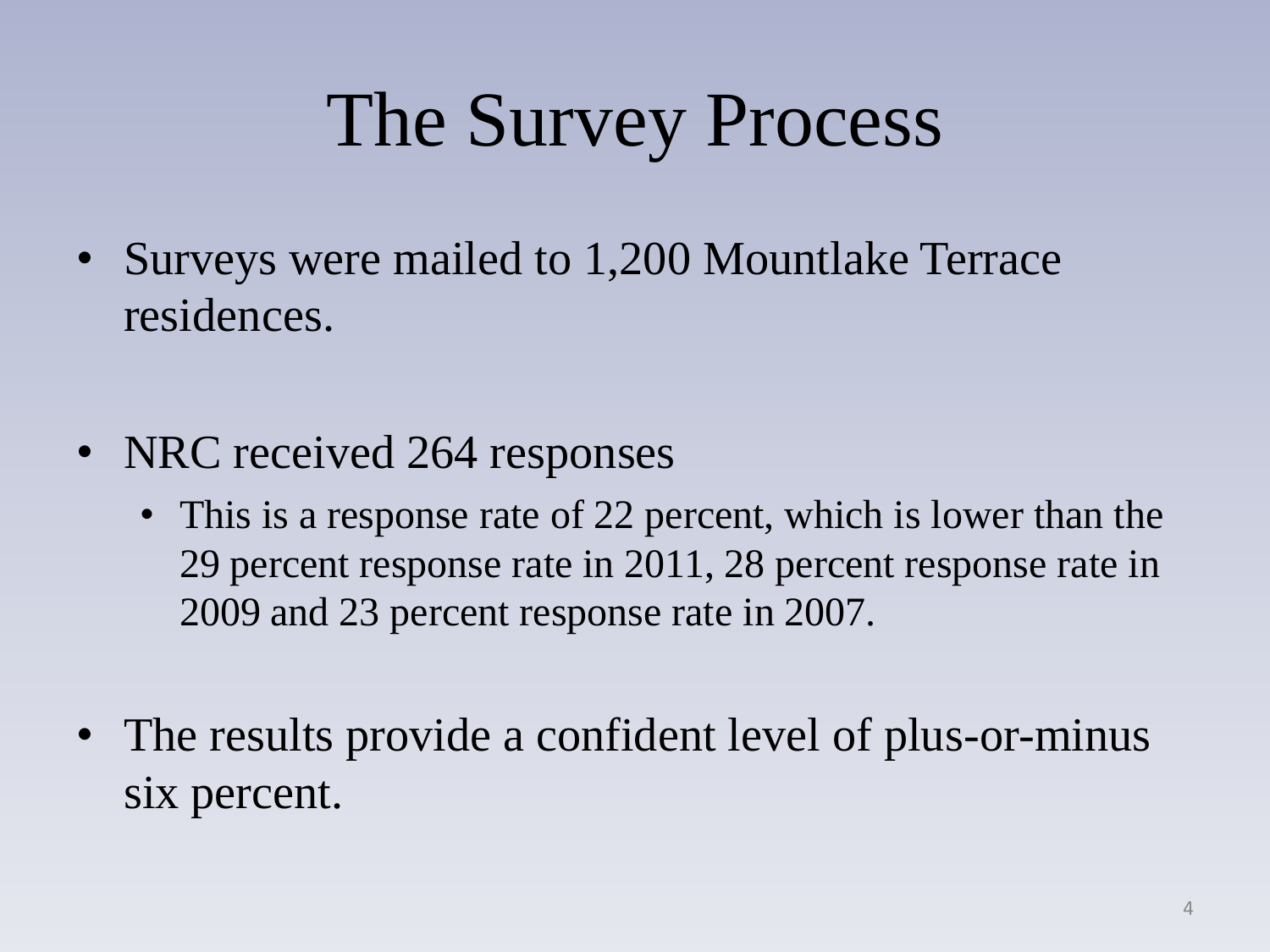# The Survey Process

- Surveys were mailed to 1,200 Mountlake Terrace residences.

- NRC received 264 responses
  - This is a response rate of 22 percent, which is lower than the 29 percent response rate in 2011, 28 percent response rate in 2009 and 23 percent response rate in 2007.

- The results provide a confident level of plus-or-minus six percent.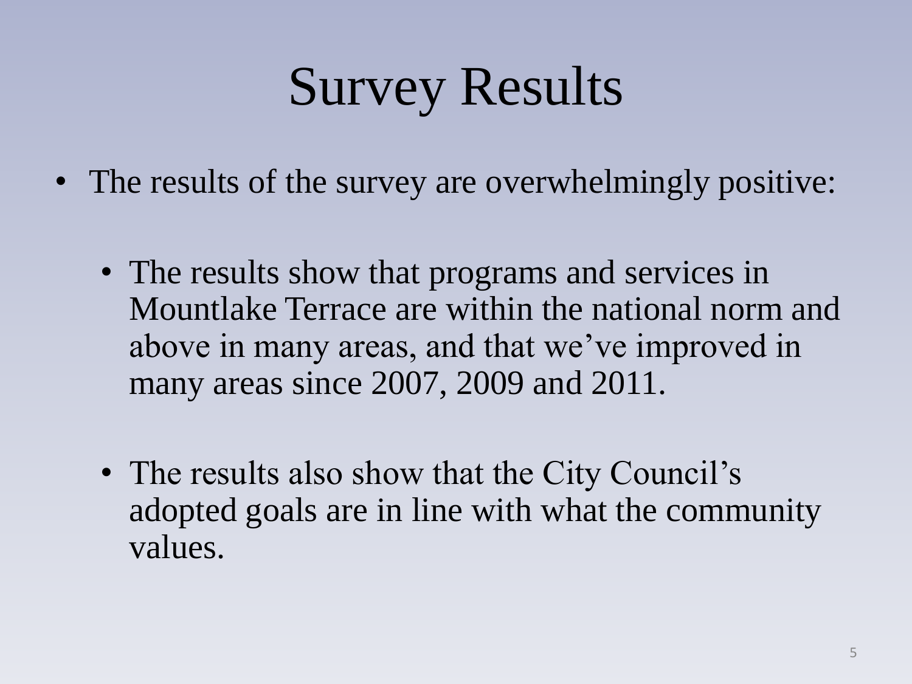# Survey Results

- The results of the survey are overwhelmingly positive:
  - The results show that programs and services in Mountlake Terrace are within the national norm and above in many areas, and that we've improved in many areas since 2007, 2009 and 2011.
  - The results also show that the City Council's adopted goals are in line with what the community values.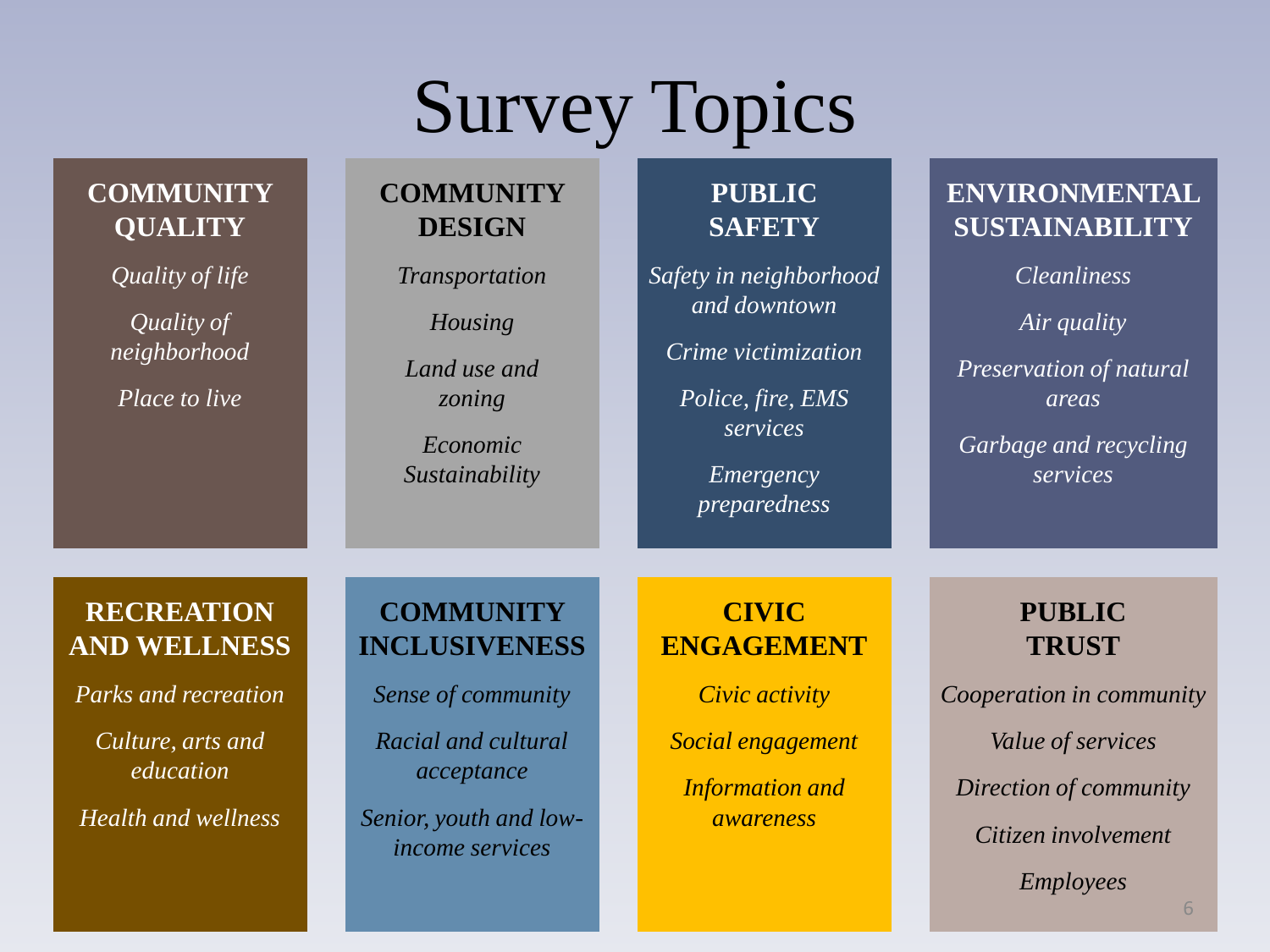# Survey Topics

### COMMUNITY QUALITY

*Quality of life*

*Quality of neighborhood*

*Place to live*

### COMMUNITY DESIGN

*Transportation*

*Housing*

*Land use and zoning*

*Economic Sustainability*

### PUBLIC SAFETY

*Safety in neighborhood and downtown*

*Crime victimization*

*Police, fire, EMS services*

*Emergency preparedness*

### ENVIRONMENTAL SUSTAINABILITY

*Cleanliness*

*Air quality*

*Preservation of natural areas*

*Garbage and recycling services*

### RECREATION AND WELLNESS

*Parks and recreation*

*Culture, arts and education*

*Health and wellness*

### COMMUNITY INCLUSIVENESS

*Sense of community*

*Racial and cultural acceptance*

*Senior, youth and low-income services*

### CIVIC ENGAGEMENT

*Civic activity*

*Social engagement*

*Information and awareness*

### PUBLIC TRUST

*Cooperation in community*

*Value of services*

*Direction of community*

*Citizen involvement*

*Employees*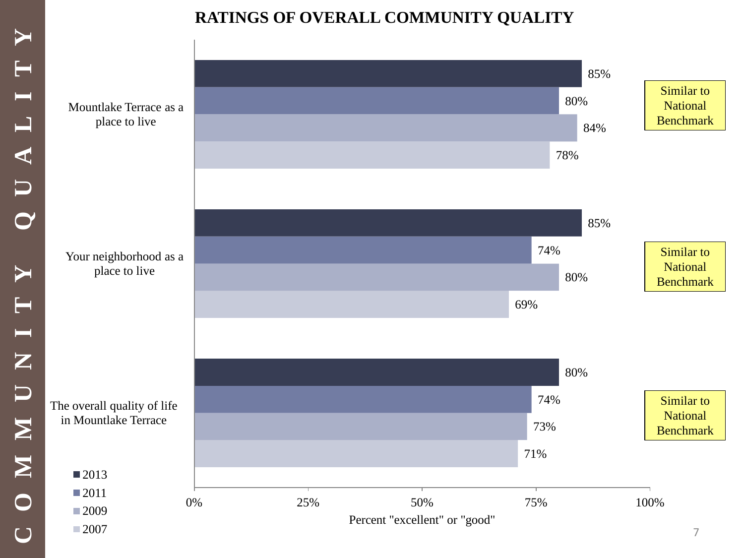# RATINGS OF OVERALL COMMUNITY QUALITY

| | 2013 | 2011 | 2009 | 2007 | |
|---|---|---|---|---|---|
| Mountlake Terrace as a place to live | 85% | 80% | 84% | 78% | Similar to National Benchmark |
| Your neighborhood as a place to live | 85% | 74% | 80% | 69% | Similar to National Benchmark |
| The overall quality of life in Mountlake Terrace | 80% | 74% | 73% | 71% | Similar to National Benchmark |

Percent "excellent" or "good"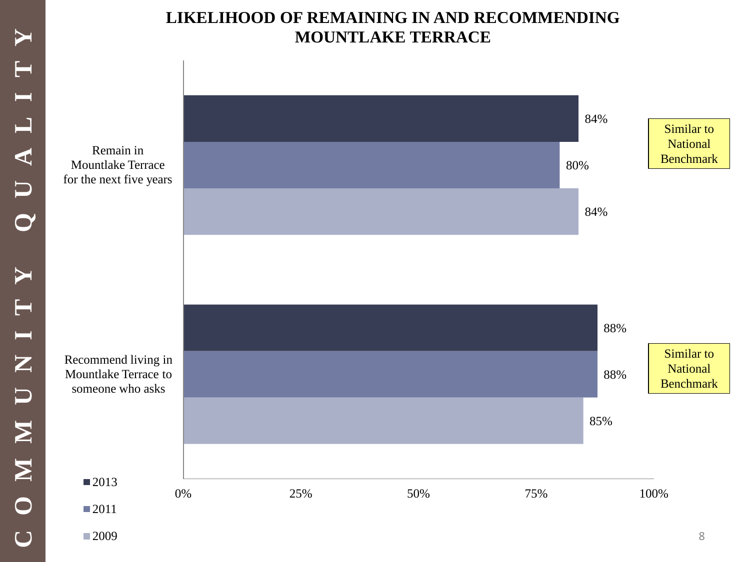# LIKELIHOOD OF REMAINING IN AND RECOMMENDING MOUNTLAKE TERRACE

| | 2013 | 2011 | 2009 | |
|---|---|---|---|---|
| Remain in Mountlake Terrace for the next five years | 84% | 80% | 84% | Similar to National Benchmark |
| Recommend living in Mountlake Terrace to someone who asks | 88% | 88% | 85% | Similar to National Benchmark |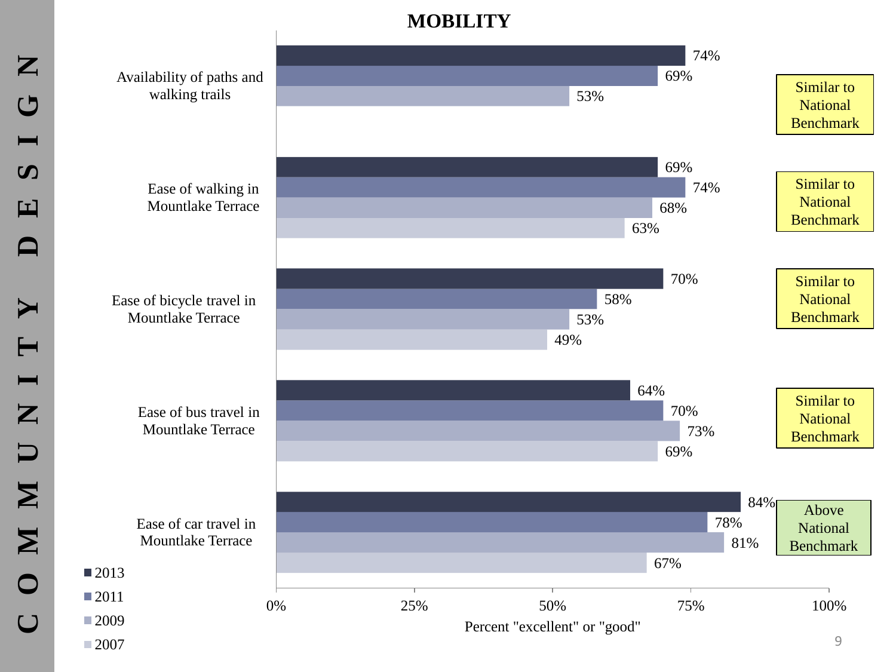COMMUNITY DESIGN

# MOBILITY

| | 2013 | 2011 | 2009 | 2007 | |
|---|---|---|---|---|---|
| Availability of paths and walking trails | 74% | 69% | 53% | | Similar to National Benchmark |
| Ease of walking in Mountlake Terrace | 69% | 74% | 68% | 63% | Similar to National Benchmark |
| Ease of bicycle travel in Mountlake Terrace | 70% | 58% | 53% | 49% | Similar to National Benchmark |
| Ease of bus travel in Mountlake Terrace | 64% | 70% | 73% | 69% | Similar to National Benchmark |
| Ease of car travel in Mountlake Terrace | 84% | 78% | 81% | 67% | Above National Benchmark |

Percent "excellent" or "good"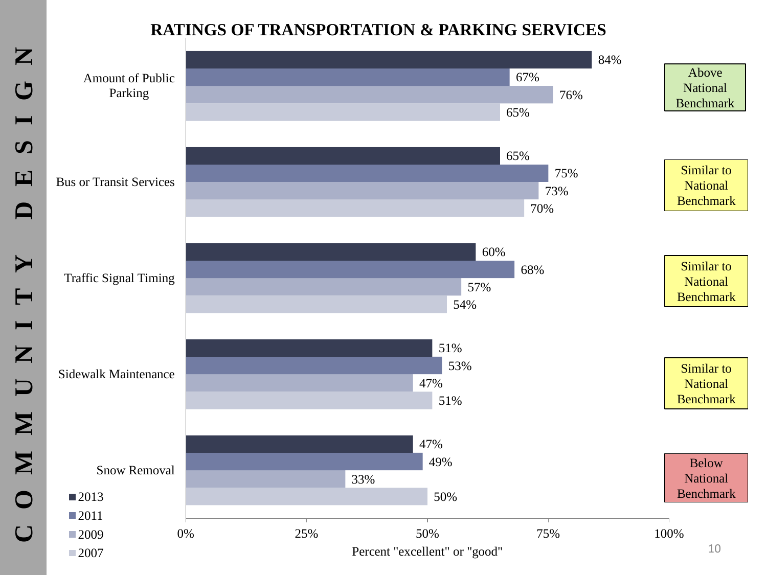COMMUNITY DESIGN

## RATINGS OF TRANSPORTATION & PARKING SERVICES

Percent "excellent" or "good"

| Service | 2013 | 2011 | 2009 | 2007 | Comparison |
|---|---|---|---|---|---|
| Amount of Public Parking | 84% | 67% | 76% | 65% | Above National Benchmark |
| Bus or Transit Services | 65% | 75% | 73% | 70% | Similar to National Benchmark |
| Traffic Signal Timing | 60% | 68% | 57% | 54% | Similar to National Benchmark |
| Sidewalk Maintenance | 51% | 53% | 47% | 51% | Similar to National Benchmark |
| Snow Removal | 47% | 49% | 33% | 50% | Below National Benchmark |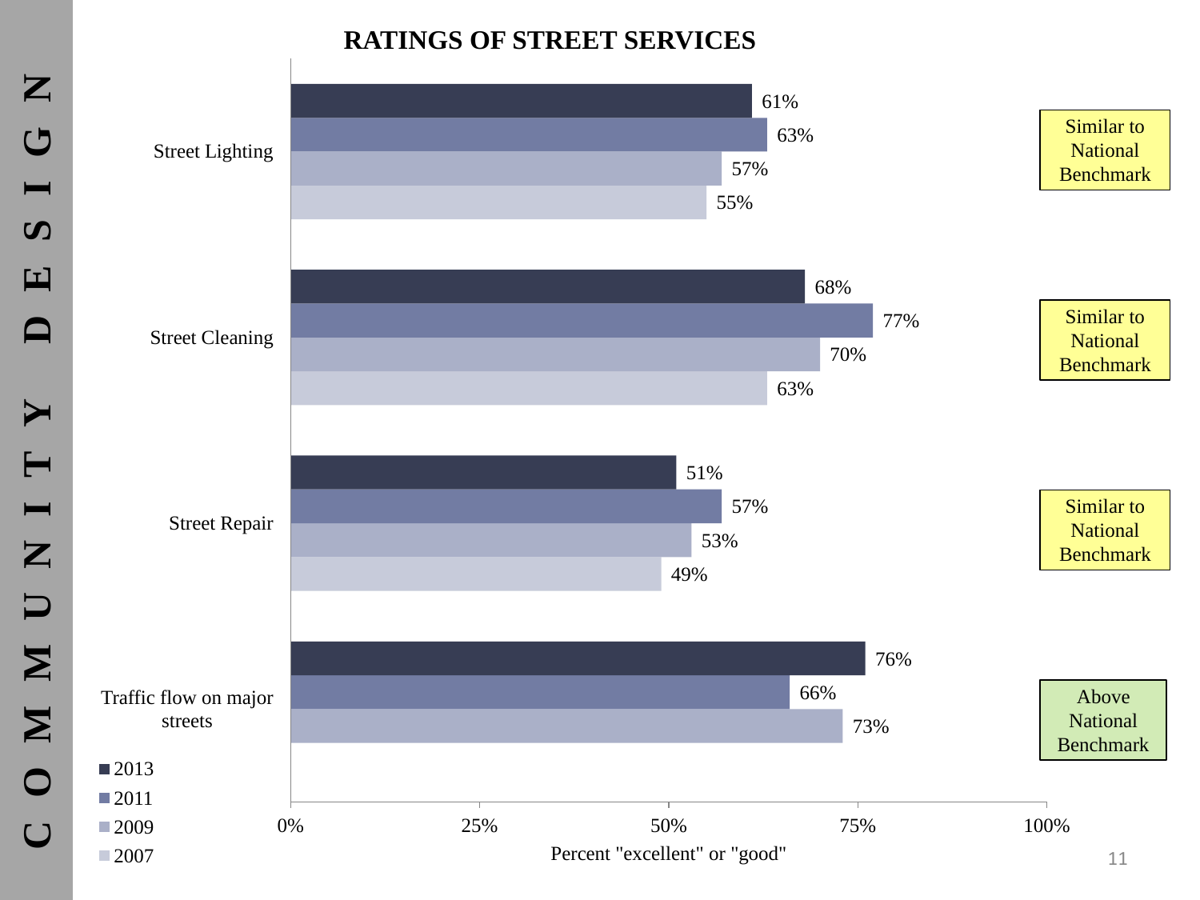# COMMUNITY DESIGN

## RATINGS OF STREET SERVICES

Percent "excellent" or "good"

| | 2013 | 2011 | 2009 | 2007 | |
|---|---|---|---|---|---|
| Street Lighting | 61% | 63% | 57% | 55% | Similar to National Benchmark |
| Street Cleaning | 68% | 77% | 70% | 63% | Similar to National Benchmark |
| Street Repair | 51% | 57% | 53% | 49% | Similar to National Benchmark |
| Traffic flow on major streets | 76% | 66% | 73% | | Above National Benchmark |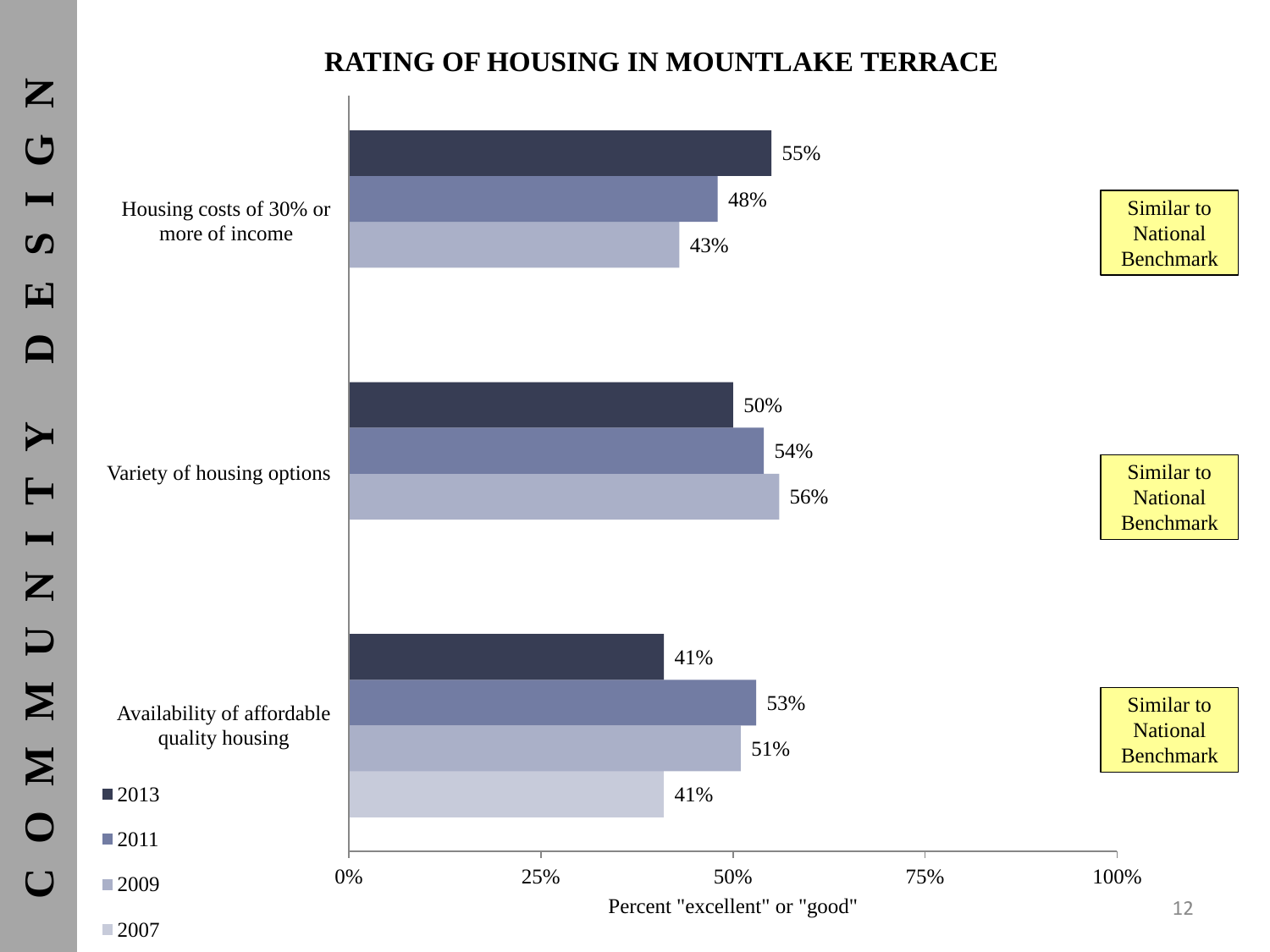# RATING OF HOUSING IN MOUNTLAKE TERRACE

| | 2013 | 2011 | 2009 | 2007 | |
|---|---|---|---|---|---|
| Housing costs of 30% or more of income | 55% | 48% | 43% | | Similar to National Benchmark |
| Variety of housing options | 50% | 54% | 56% | | Similar to National Benchmark |
| Availability of affordable quality housing | 41% | 53% | 51% | 41% | Similar to National Benchmark |

Percent "excellent" or "good"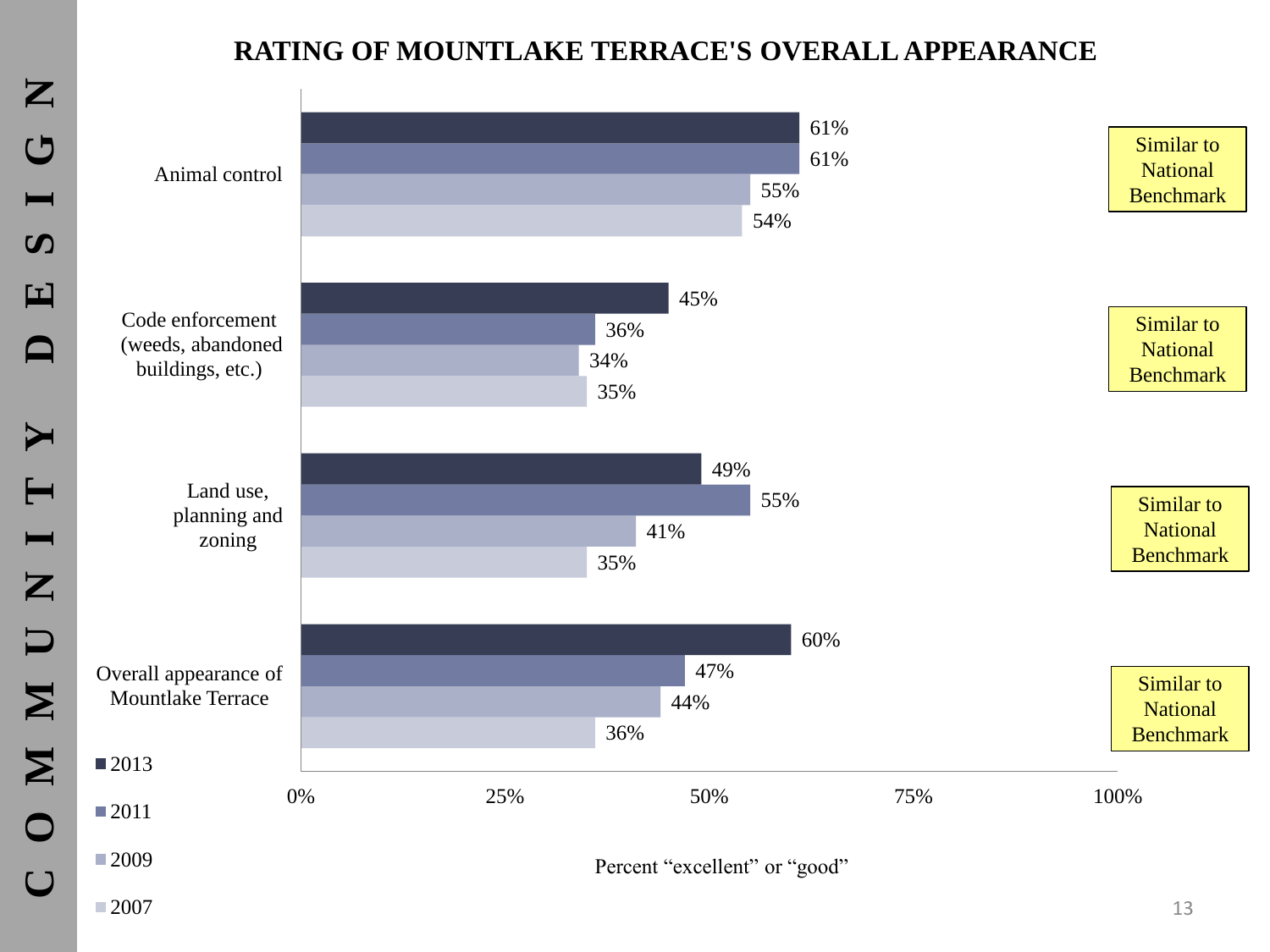# RATING OF MOUNTLAKE TERRACE'S OVERALL APPEARANCE

Percent "excellent" or "good"

| | 2013 | 2011 | 2009 | 2007 | |
|---|---|---|---|---|---|
| Animal control | 61% | 61% | 55% | 54% | Similar to National Benchmark |
| Code enforcement (weeds, abandoned buildings, etc.) | 45% | 36% | 34% | 35% | Similar to National Benchmark |
| Land use, planning and zoning | 49% | 55% | 41% | 35% | Similar to National Benchmark |
| Overall appearance of Mountlake Terrace | 60% | 47% | 44% | 36% | Similar to National Benchmark |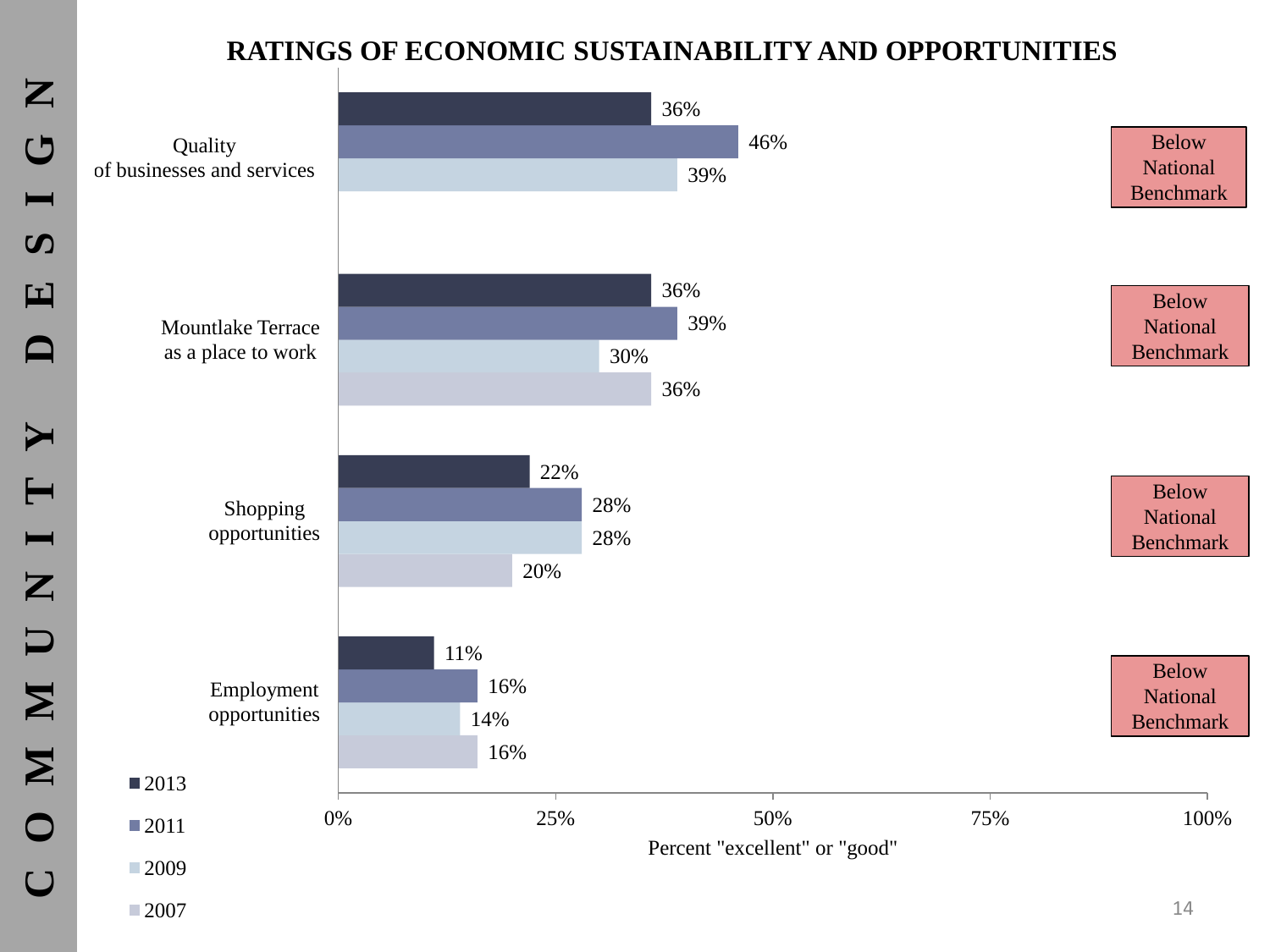# RATINGS OF ECONOMIC SUSTAINABILITY AND OPPORTUNITIES

| | 2013 | 2011 | 2009 | 2007 | |
|---|---|---|---|---|---|
| Quality of businesses and services | 36% | 46% | 39% | | Below National Benchmark |
| Mountlake Terrace as a place to work | 36% | 39% | 30% | 36% | Below National Benchmark |
| Shopping opportunities | 22% | 28% | 28% | 20% | Below National Benchmark |
| Employment opportunities | 11% | 16% | 14% | 16% | Below National Benchmark |

Percent "excellent" or "good"

COMMUNITY DESIGN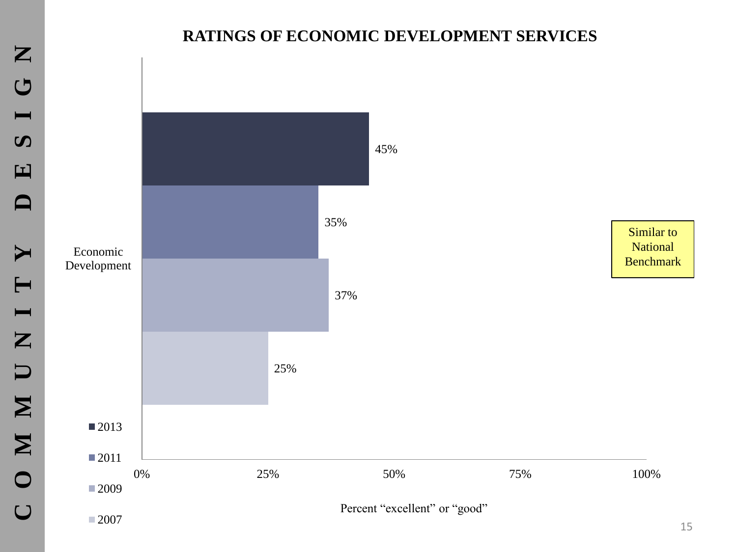# RATINGS OF ECONOMIC DEVELOPMENT SERVICES

| | 2013 | 2011 | 2009 | 2007 |
|---|---|---|---|---|
| Economic Development | 45% | 35% | 37% | 25% |

Percent "excellent" or "good"

Similar to National Benchmark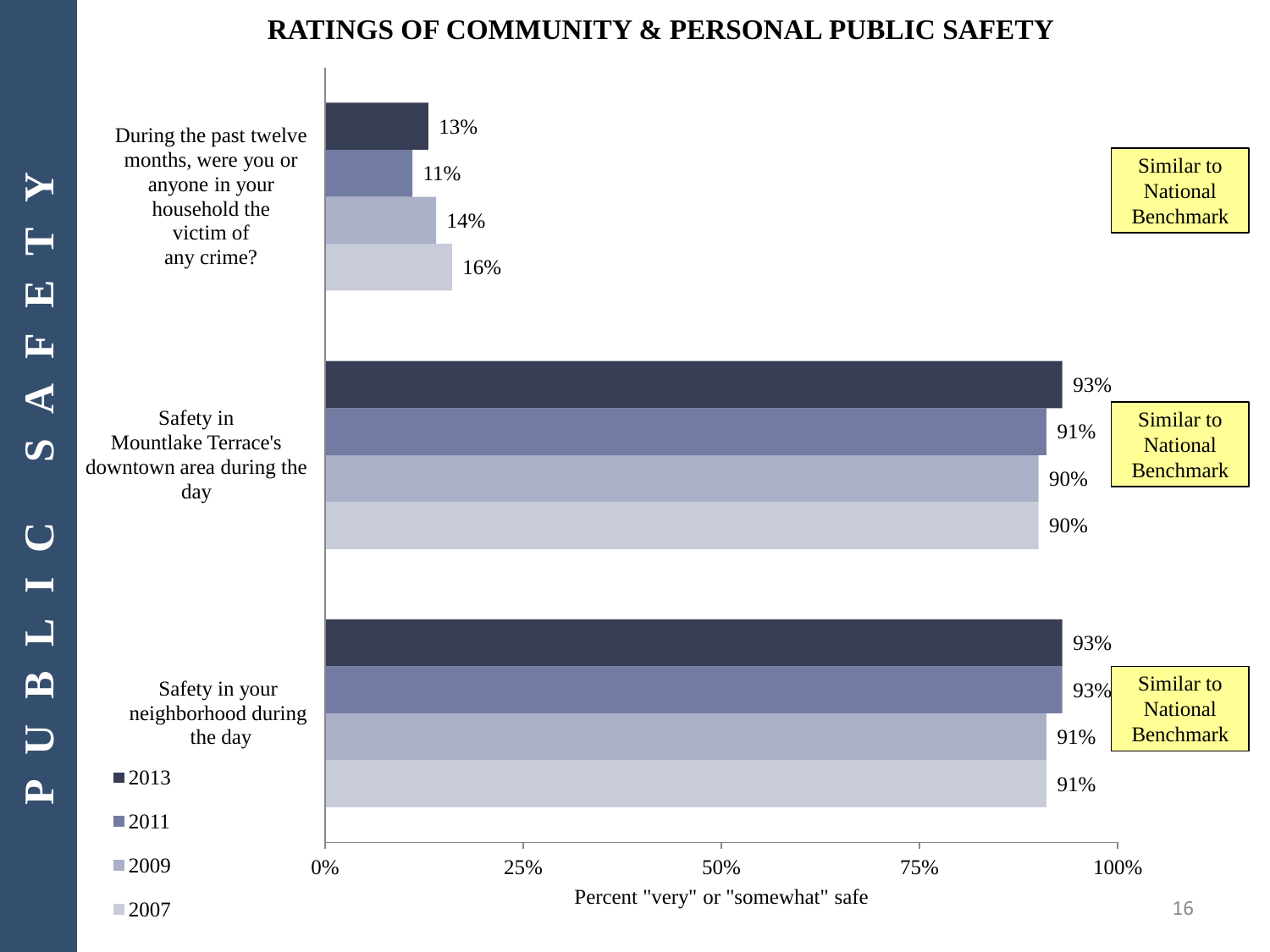# PUBLIC SAFETY

## RATINGS OF COMMUNITY & PERSONAL PUBLIC SAFETY

| | 2013 | 2011 | 2009 | 2007 | Benchmark |
|---|---|---|---|---|---|
| During the past twelve months, were you or anyone in your household the victim of any crime? | 13% | 11% | 14% | 16% | Similar to National Benchmark |
| Safety in Mountlake Terrace's downtown area during the day | 93% | 91% | 90% | 90% | Similar to National Benchmark |
| Safety in your neighborhood during the day | 93% | 93% | 91% | 91% | Similar to National Benchmark |

Percent "very" or "somewhat" safe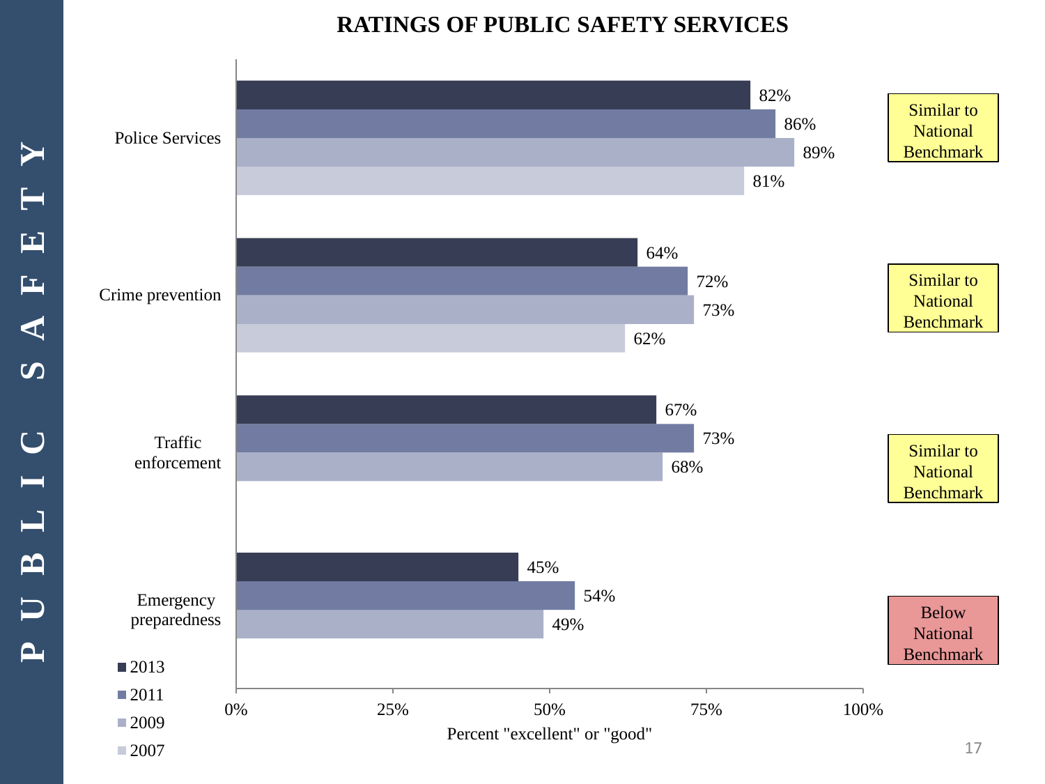# PUBLIC SAFETY

## RATINGS OF PUBLIC SAFETY SERVICES

| Service | 2013 | 2011 | 2009 | 2007 | Comparison |
|---|---|---|---|---|---|
| Police Services | 82% | 86% | 89% | 81% | Similar to National Benchmark |
| Crime prevention | 64% | 72% | 73% | 62% | Similar to National Benchmark |
| Traffic enforcement | 67% | 73% | 68% | | Similar to National Benchmark |
| Emergency preparedness | 45% | 54% | 49% | | Below National Benchmark |

Percent "excellent" or "good"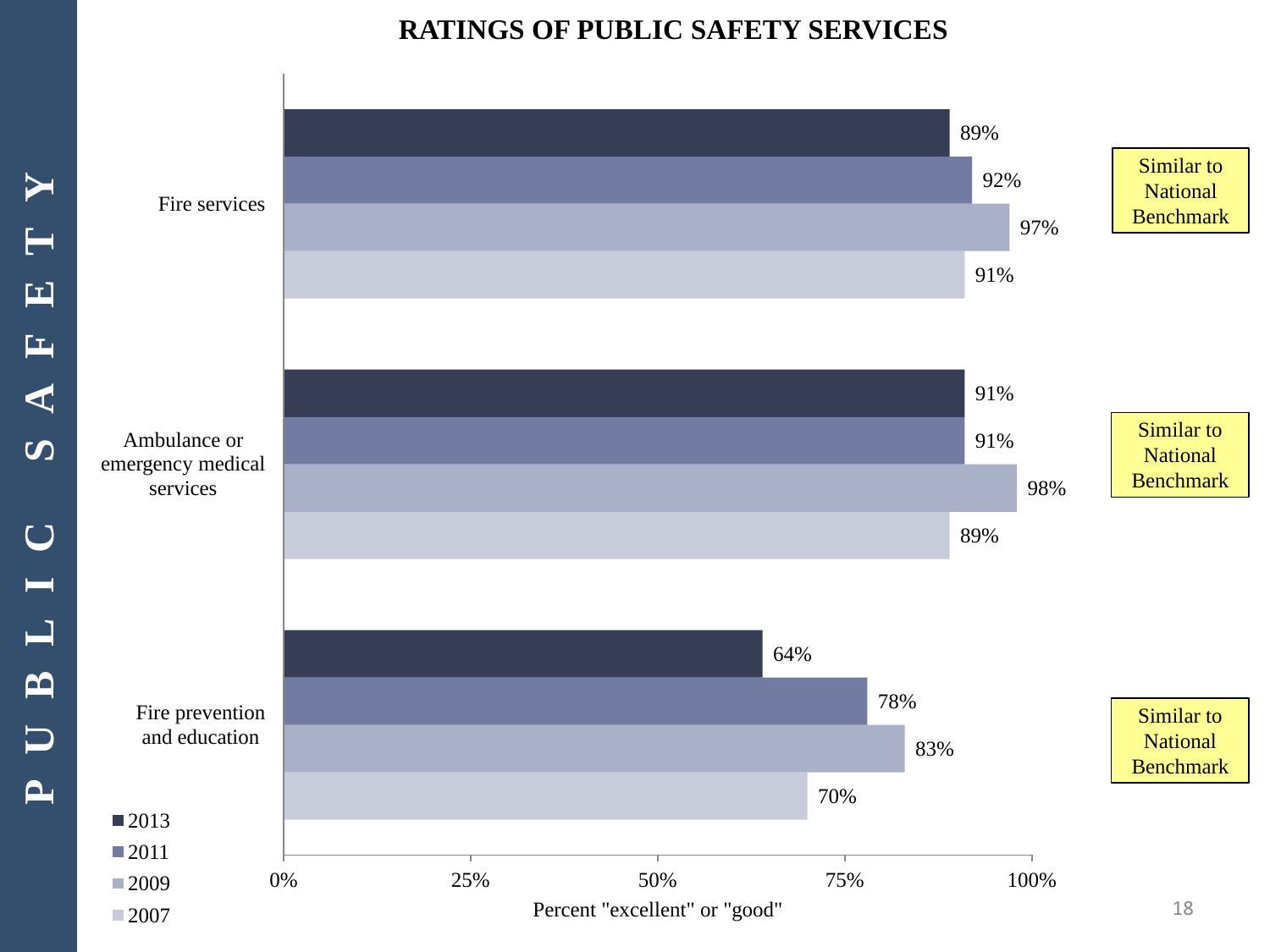# PUBLIC SAFETY

## RATINGS OF PUBLIC SAFETY SERVICES

Percent "excellent" or "good"

| Service | 2013 | 2011 | 2009 | 2007 | Comparison |
|---|---|---|---|---|---|
| Fire services | 89% | 92% | 97% | 91% | Similar to National Benchmark |
| Ambulance or emergency medical services | 91% | 91% | 98% | 89% | Similar to National Benchmark |
| Fire prevention and education | 64% | 78% | 83% | 70% | Similar to National Benchmark |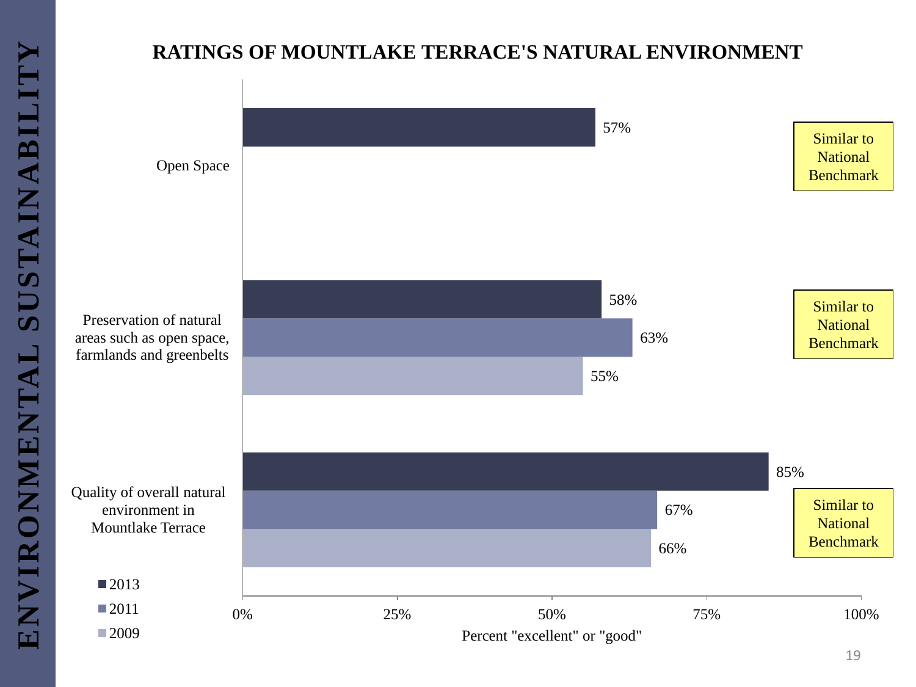# ENVIRONMENTAL SUSTAINABILITY

## RATINGS OF MOUNTLAKE TERRACE'S NATURAL ENVIRONMENT

| | 2013 | 2011 | 2009 | |
|---|---|---|---|---|
| Open Space | 57% | | | Similar to National Benchmark |
| Preservation of natural areas such as open space, farmlands and greenbelts | 58% | 63% | 55% | Similar to National Benchmark |
| Quality of overall natural environment in Mountlake Terrace | 85% | 67% | 66% | Similar to National Benchmark |

Percent "excellent" or "good"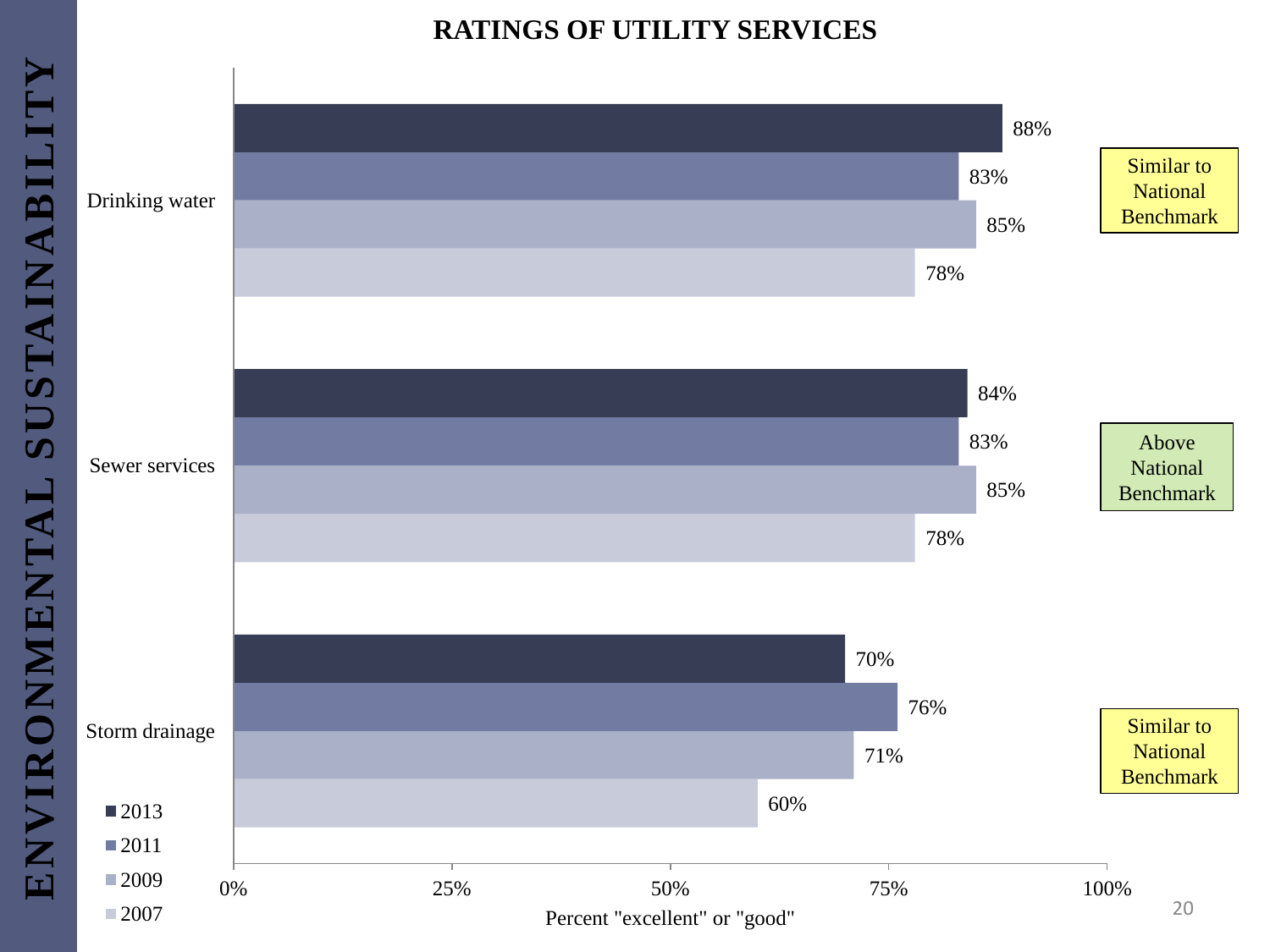# ENVIRONMENTAL SUSTAINABILITY

## RATINGS OF UTILITY SERVICES

| | 2013 | 2011 | 2009 | 2007 | |
|---|---|---|---|---|---|
| Drinking water | 88% | 83% | 85% | 78% | Similar to National Benchmark |
| Sewer services | 84% | 83% | 85% | 78% | Above National Benchmark |
| Storm drainage | 70% | 76% | 71% | 60% | Similar to National Benchmark |

Percent "excellent" or "good"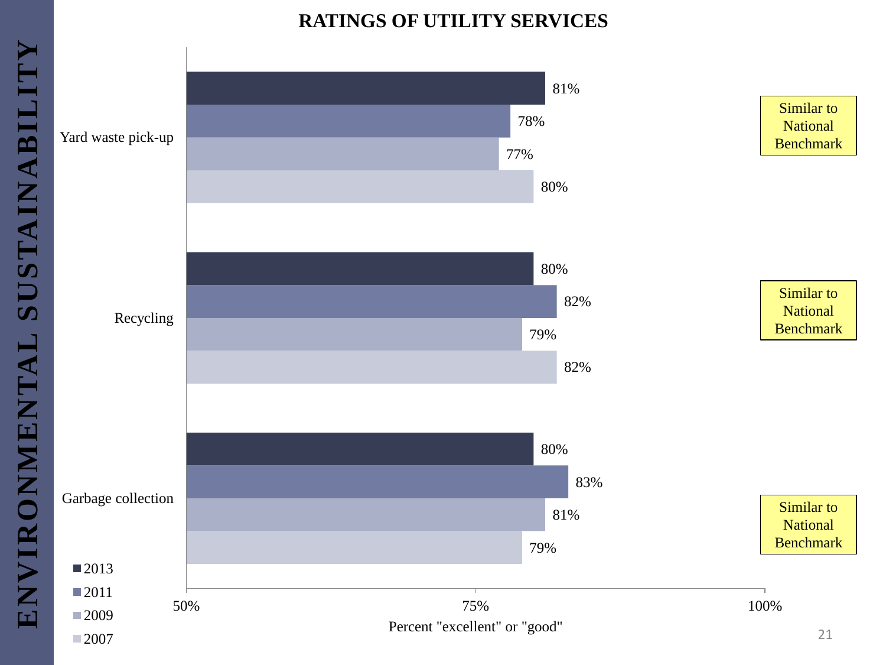ENVIRONMENTAL SUSTAINABILITY

## RATINGS OF UTILITY SERVICES

| Service | 2013 | 2011 | 2009 | 2007 | Comparison |
| --- | --- | --- | --- | --- | --- |
| Yard waste pick-up | 81% | 78% | 77% | 80% | Similar to National Benchmark |
| Recycling | 80% | 82% | 79% | 82% | Similar to National Benchmark |
| Garbage collection | 80% | 83% | 81% | 79% | Similar to National Benchmark |

Percent "excellent" or "good"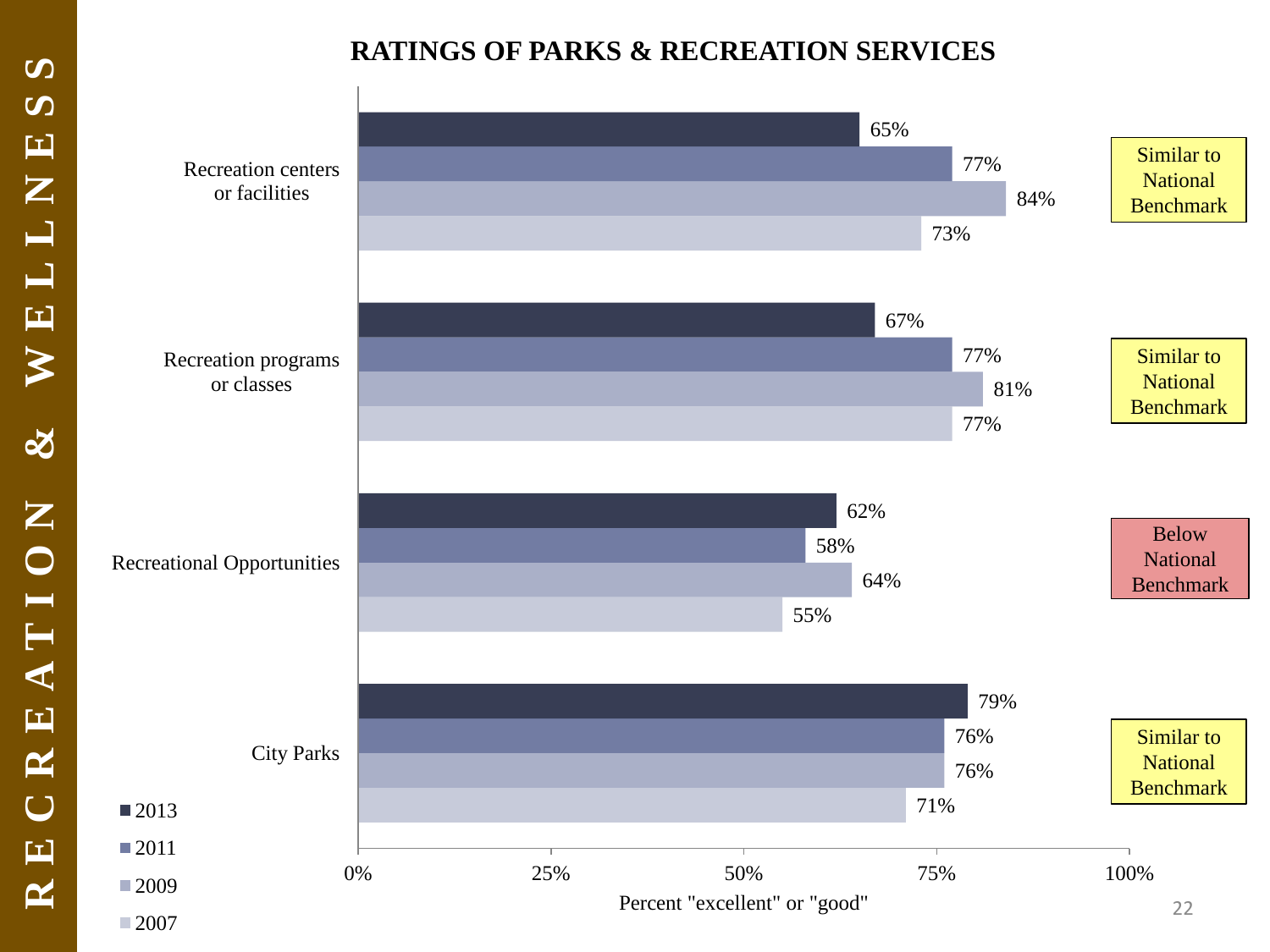# RECREATION & WELLNESS

## RATINGS OF PARKS & RECREATION SERVICES

Percent "excellent" or "good"

| | 2013 | 2011 | 2009 | 2007 | |
|---|---|---|---|---|---|
| Recreation centers or facilities | 65% | 77% | 84% | 73% | Similar to National Benchmark |
| Recreation programs or classes | 67% | 77% | 81% | 77% | Similar to National Benchmark |
| Recreational Opportunities | 62% | 58% | 64% | 55% | Below National Benchmark |
| City Parks | 79% | 76% | 76% | 71% | Similar to National Benchmark |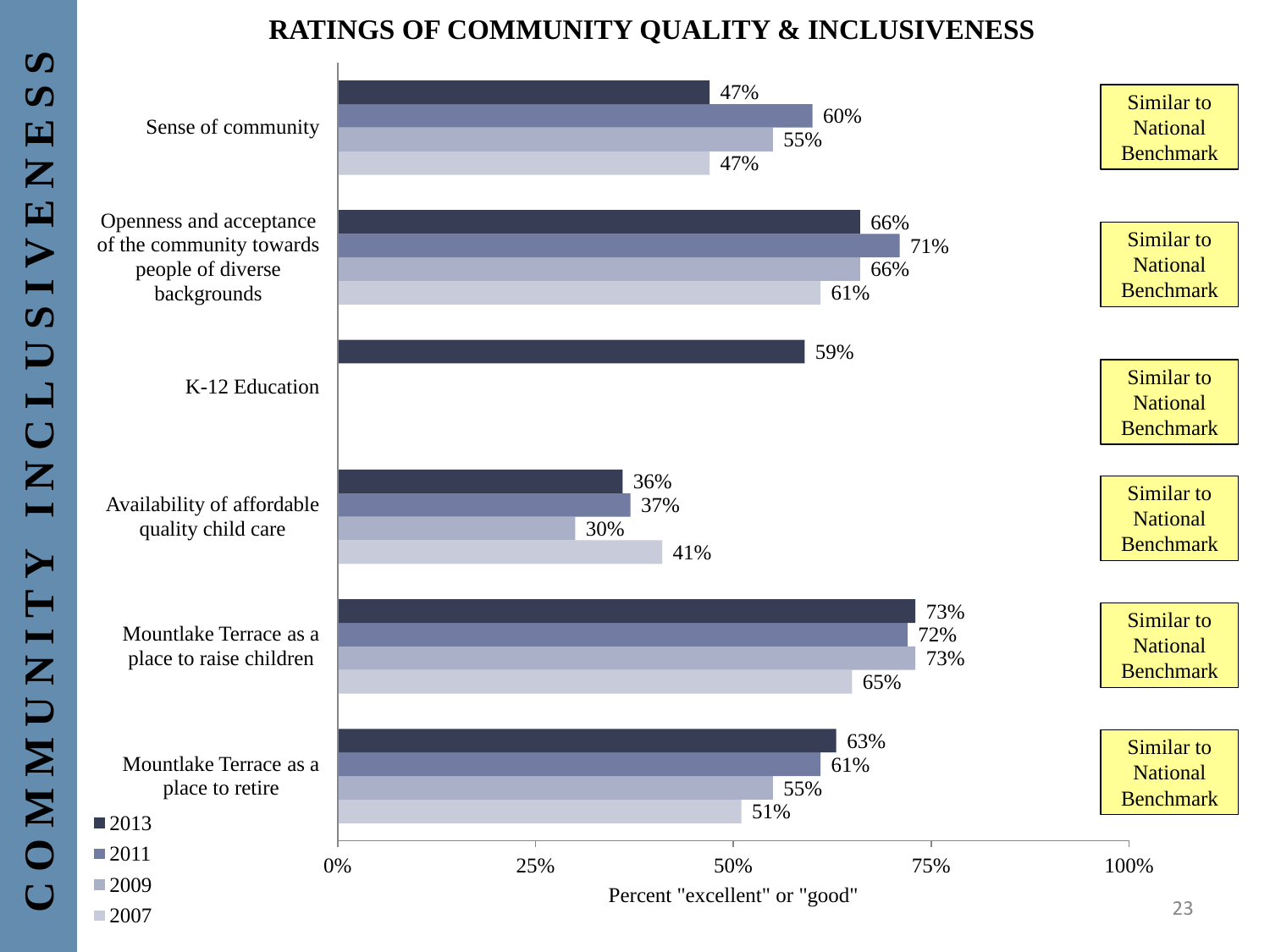# RATINGS OF COMMUNITY QUALITY & INCLUSIVENESS

| | 2013 | 2011 | 2009 | 2007 | |
|---|---|---|---|---|---|
| Sense of community | 47% | 60% | 55% | 47% | Similar to National Benchmark |
| Openness and acceptance of the community towards people of diverse backgrounds | 66% | 71% | 66% | 61% | Similar to National Benchmark |
| K-12 Education | 59% | | | | Similar to National Benchmark |
| Availability of affordable quality child care | 36% | 37% | 30% | 41% | Similar to National Benchmark |
| Mountlake Terrace as a place to raise children | 73% | 72% | 73% | 65% | Similar to National Benchmark |
| Mountlake Terrace as a place to retire | 63% | 61% | 55% | 51% | Similar to National Benchmark |

Percent "excellent" or "good"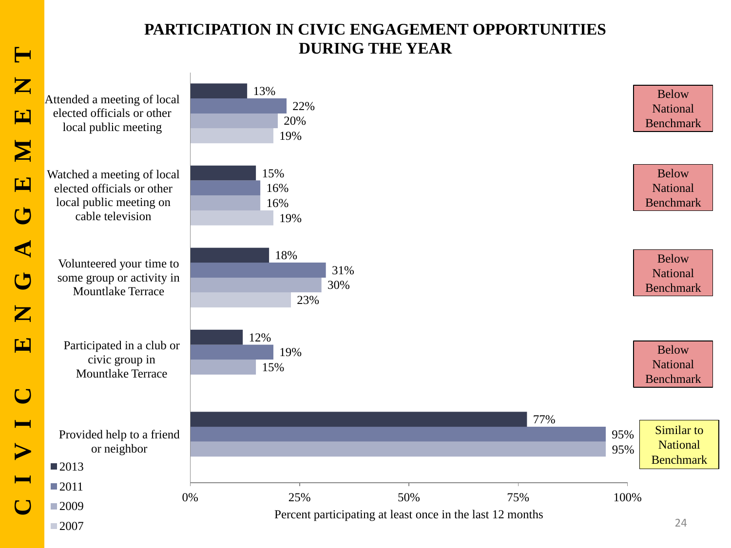# PARTICIPATION IN CIVIC ENGAGEMENT OPPORTUNITIES DURING THE YEAR

| | 2013 | 2011 | 2009 | 2007 | Comparison |
|---|---|---|---|---|---|
| Attended a meeting of local elected officials or other local public meeting | 13% | 22% | 20% | 19% | Below National Benchmark |
| Watched a meeting of local elected officials or other local public meeting on cable television | 15% | 16% | 16% | 19% | Below National Benchmark |
| Volunteered your time to some group or activity in Mountlake Terrace | 18% | 31% | 30% | 23% | Below National Benchmark |
| Participated in a club or civic group in Mountlake Terrace | 12% | 19% | 15% | | Below National Benchmark |
| Provided help to a friend or neighbor | 77% | 95% | 95% | | Similar to National Benchmark |

Percent participating at least once in the last 12 months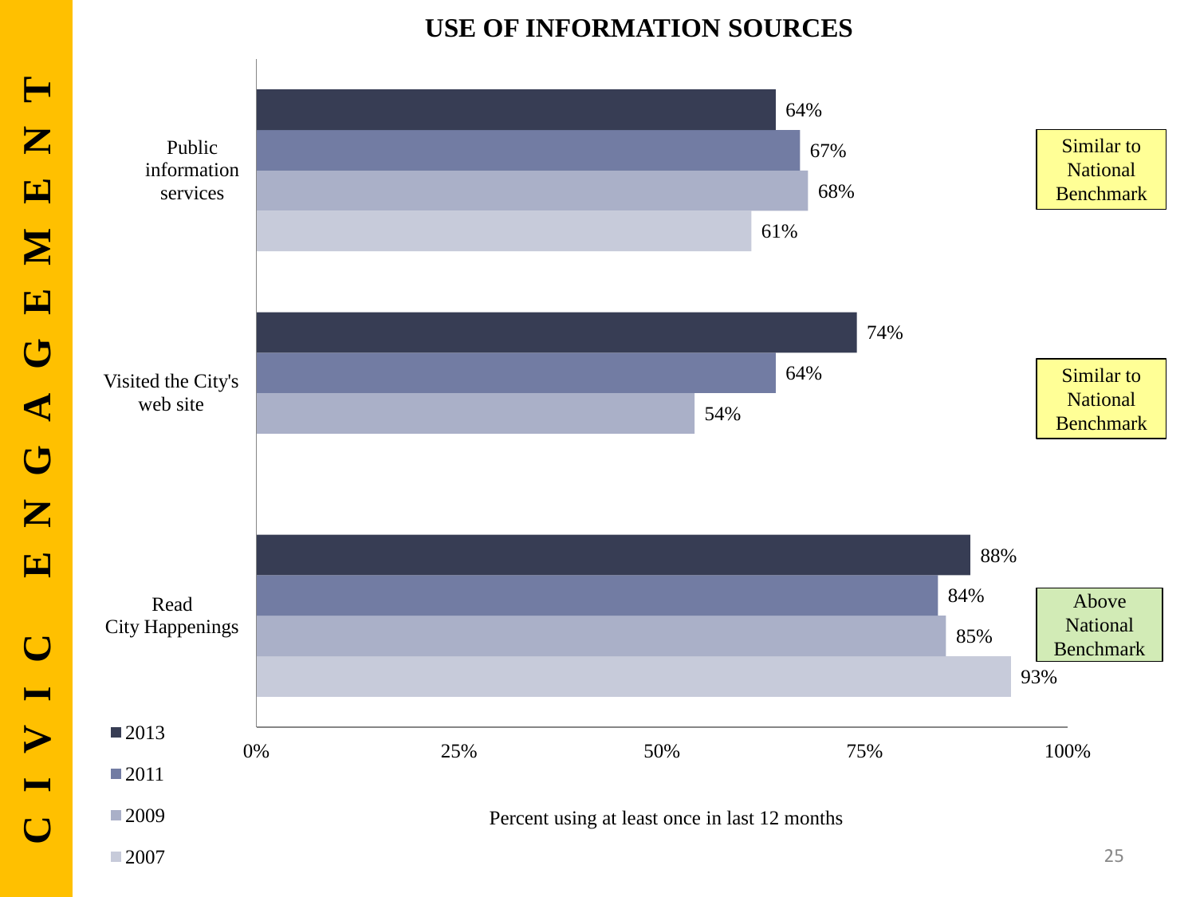# USE OF INFORMATION SOURCES

CIVIC ENGAGEMENT

| | 2013 | 2011 | 2009 | 2007 | |
|---|---|---|---|---|---|
| Public information services | 64% | 67% | 68% | 61% | Similar to National Benchmark |
| Visited the City's web site | 74% | 64% | 54% | | Similar to National Benchmark |
| Read City Happenings | 88% | 84% | 85% | 93% | Above National Benchmark |

Percent using at least once in last 12 months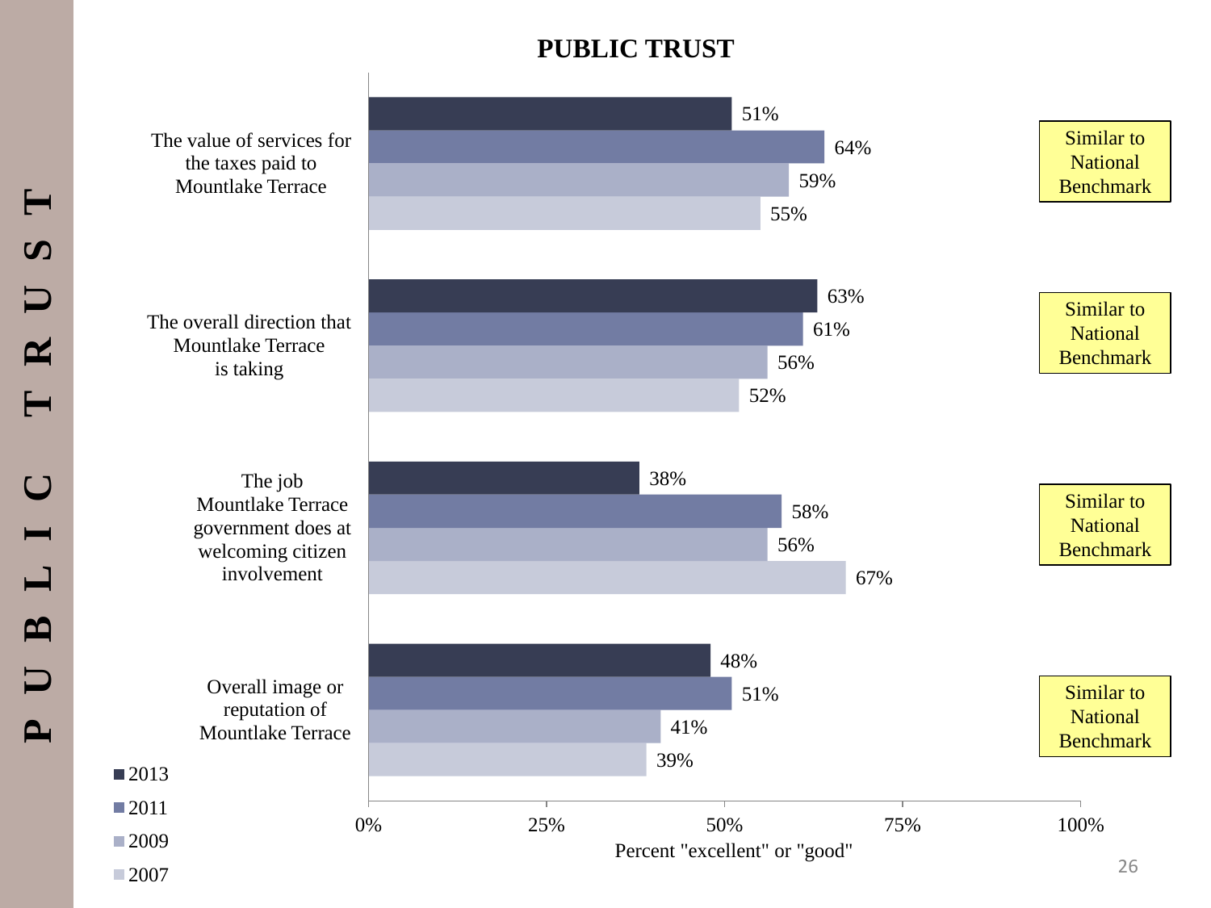# PUBLIC TRUST

## PUBLIC TRUST

| | 2013 | 2011 | 2009 | 2007 | |
|---|---|---|---|---|---|
| The value of services for the taxes paid to Mountlake Terrace | 51% | 64% | 59% | 55% | Similar to National Benchmark |
| The overall direction that Mountlake Terrace is taking | 63% | 61% | 56% | 52% | Similar to National Benchmark |
| The job Mountlake Terrace government does at welcoming citizen involvement | 38% | 58% | 56% | 67% | Similar to National Benchmark |
| Overall image or reputation of Mountlake Terrace | 48% | 51% | 41% | 39% | Similar to National Benchmark |

Percent "excellent" or "good"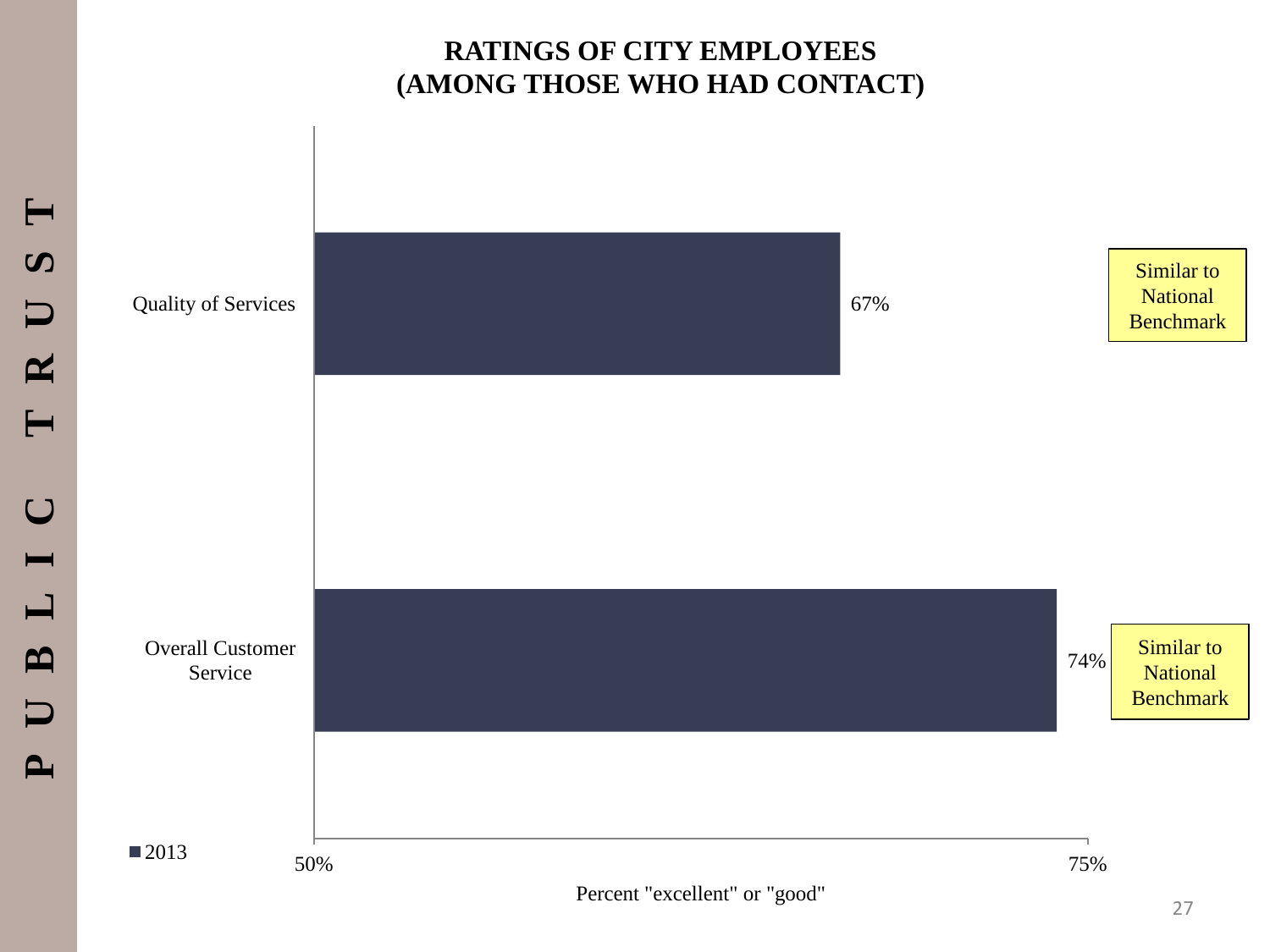# RATINGS OF CITY EMPLOYEES
# (AMONG THOSE WHO HAD CONTACT)

| | 2013 | |
|---|---|---|
| Quality of Services | 67% | Similar to National Benchmark |
| Overall Customer Service | 74% | Similar to National Benchmark |

Percent "excellent" or "good"

PUBLIC TRUST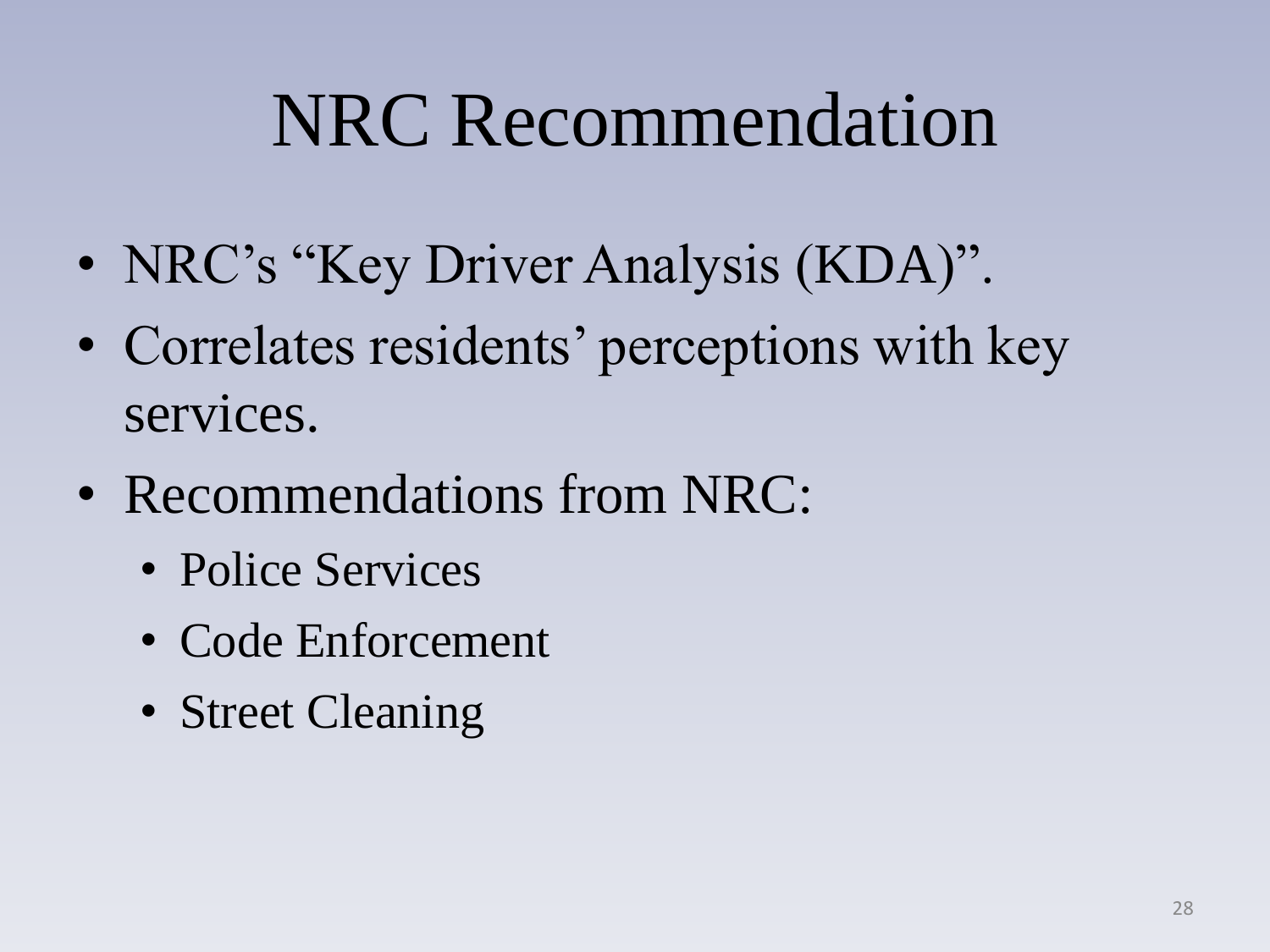# NRC Recommendation

- NRC's "Key Driver Analysis (KDA)".
- Correlates residents' perceptions with key services.
- Recommendations from NRC:
  - Police Services
  - Code Enforcement
  - Street Cleaning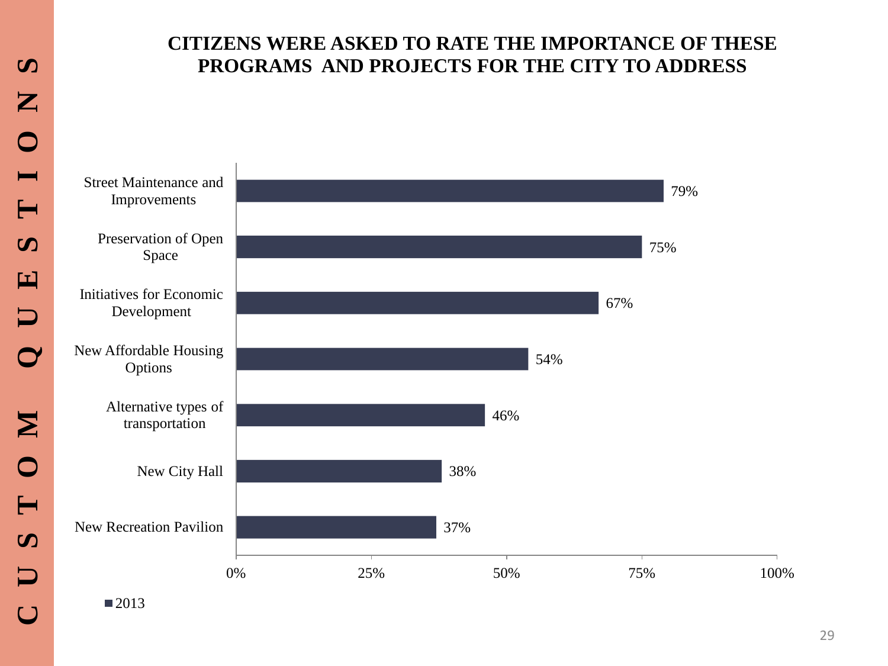# CUSTOM QUESTIONS

## CITIZENS WERE ASKED TO RATE THE IMPORTANCE OF THESE PROGRAMS AND PROJECTS FOR THE CITY TO ADDRESS

| Program/Project | 2013 |
| --- | --- |
| Street Maintenance and Improvements | 79% |
| Preservation of Open Space | 75% |
| Initiatives for Economic Development | 67% |
| New Affordable Housing Options | 54% |
| Alternative types of transportation | 46% |
| New City Hall | 38% |
| New Recreation Pavilion | 37% |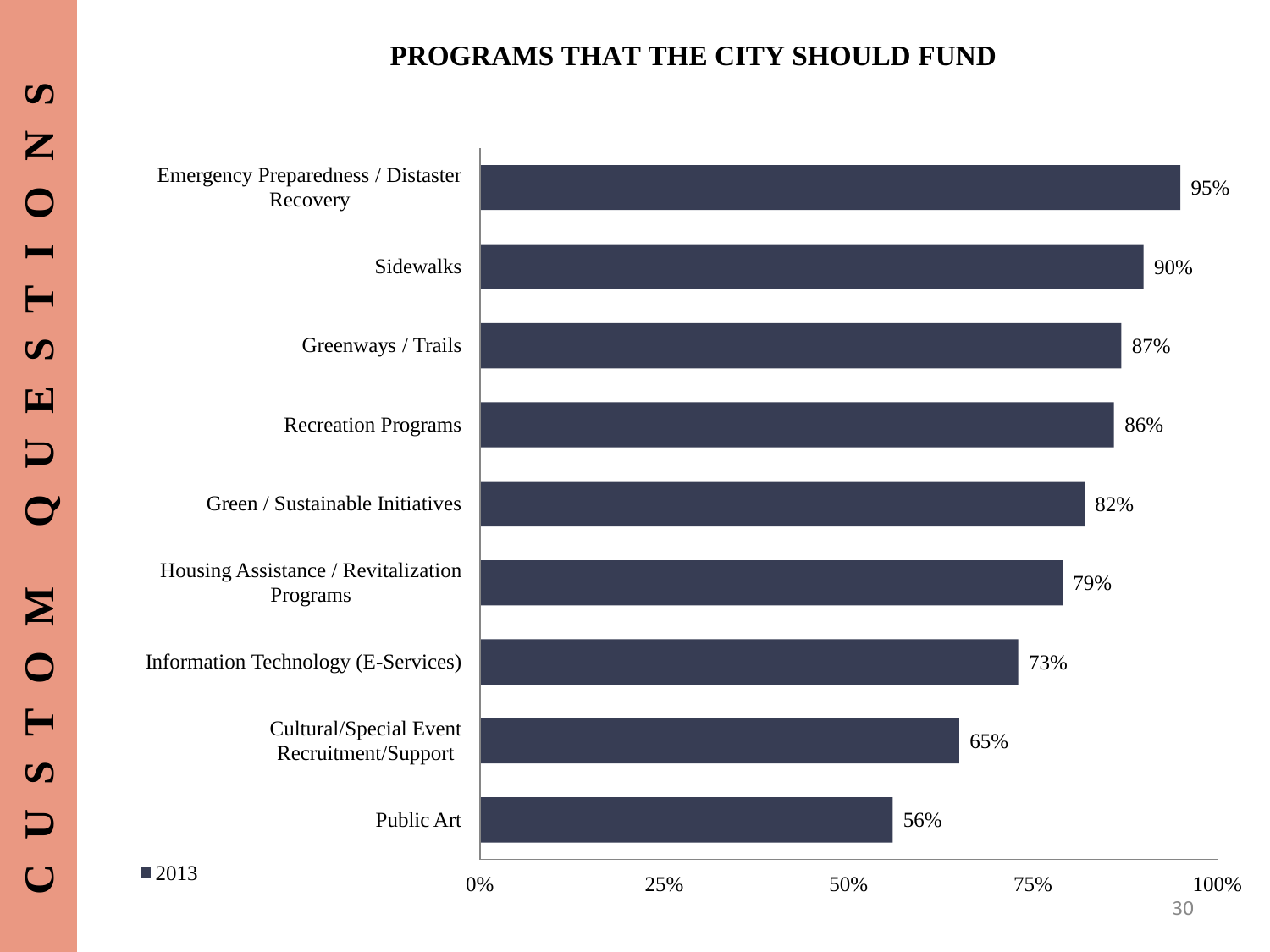CUSTOM QUESTIONS

# PROGRAMS THAT THE CITY SHOULD FUND

| Program | 2013 |
|---|---|
| Emergency Preparedness / Distaster Recovery | 95% |
| Sidewalks | 90% |
| Greenways / Trails | 87% |
| Recreation Programs | 86% |
| Green / Sustainable Initiatives | 82% |
| Housing Assistance / Revitalization Programs | 79% |
| Information Technology (E-Services) | 73% |
| Cultural/Special Event Recruitment/Support | 65% |
| Public Art | 56% |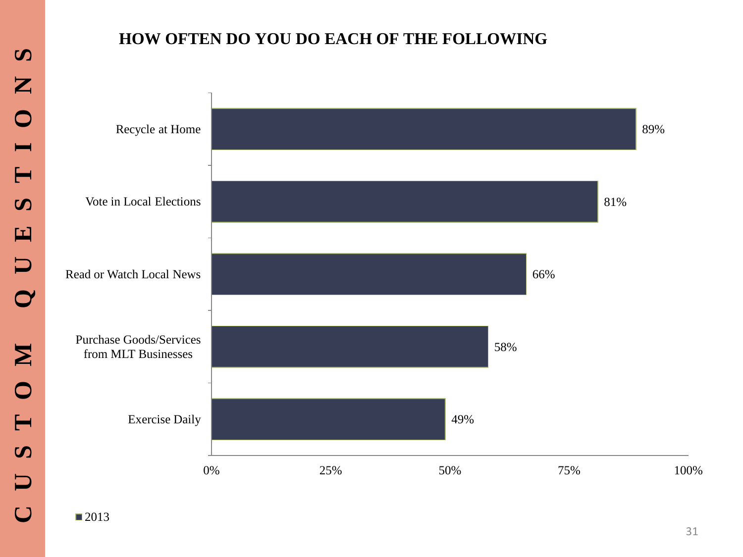CUSTOM QUESTIONS

## HOW OFTEN DO YOU DO EACH OF THE FOLLOWING

| Activity | 2013 |
|---|---|
| Recycle at Home | 89% |
| Vote in Local Elections | 81% |
| Read or Watch Local News | 66% |
| Purchase Goods/Services from MLT Businesses | 58% |
| Exercise Daily | 49% |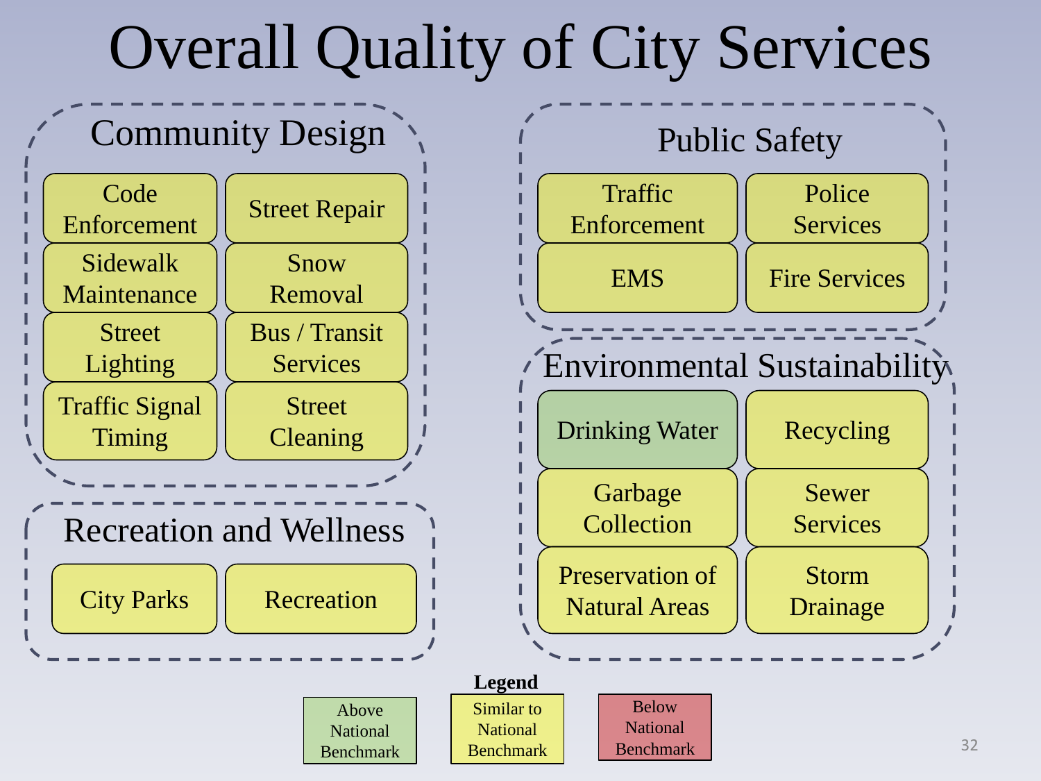# Overall Quality of City Services

## Community Design

- Code Enforcement
- Street Repair
- Sidewalk Maintenance
- Snow Removal
- Street Lighting
- Bus / Transit Services
- Traffic Signal Timing
- Street Cleaning

## Public Safety

- Traffic Enforcement
- Police Services
- EMS
- Fire Services

## Environmental Sustainability

- Drinking Water
- Recycling
- Garbage Collection
- Sewer Services
- Preservation of Natural Areas
- Storm Drainage

## Recreation and Wellness

- City Parks
- Recreation

**Legend**

- Above National Benchmark
- Similar to National Benchmark
- Below National Benchmark